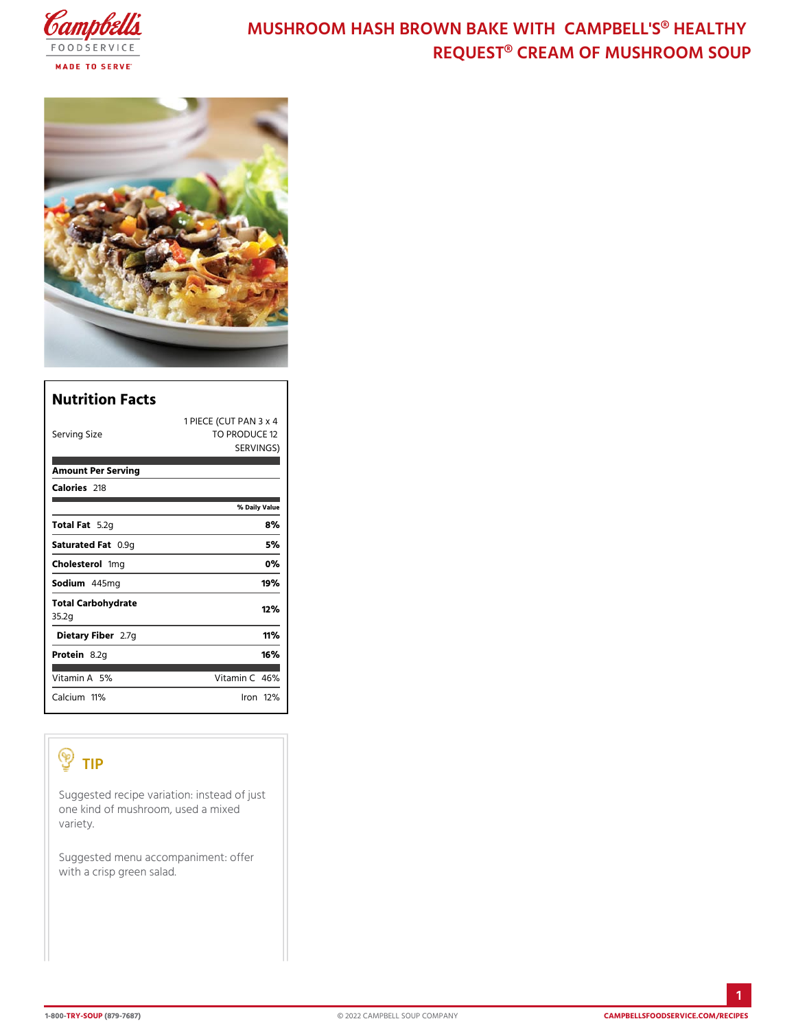# MUSHROOM HASH BROWN BAKE WITH CAMPBELL'S® HEALTHY REQUEST® CREAM OF MUSHROOM SOUP

## Nutrition Facts

| Serving Size | 1 PIECE (CUT PAN 3 x 4 TO PRODUCE 12 SERVINGS) |
|---|---|
| **Amount Per Serving** | |
| **Calories** 218 | |
| | **% Daily Value** |
| **Total Fat** 5.2g | **8%** |
| **Saturated Fat** 0.9g | **5%** |
| **Cholesterol** 1mg | **0%** |
| **Sodium** 445mg | **19%** |
| **Total Carbohydrate** 35.2g | **12%** |
| **Dietary Fiber** 2.7g | **11%** |
| **Protein** 8.2g | **16%** |
| Vitamin A 5% | Vitamin C 46% |
| Calcium 11% | Iron 12% |

## TIP

Suggested recipe variation: instead of just one kind of mushroom, used a mixed variety.

Suggested menu accompaniment: offer with a crisp green salad.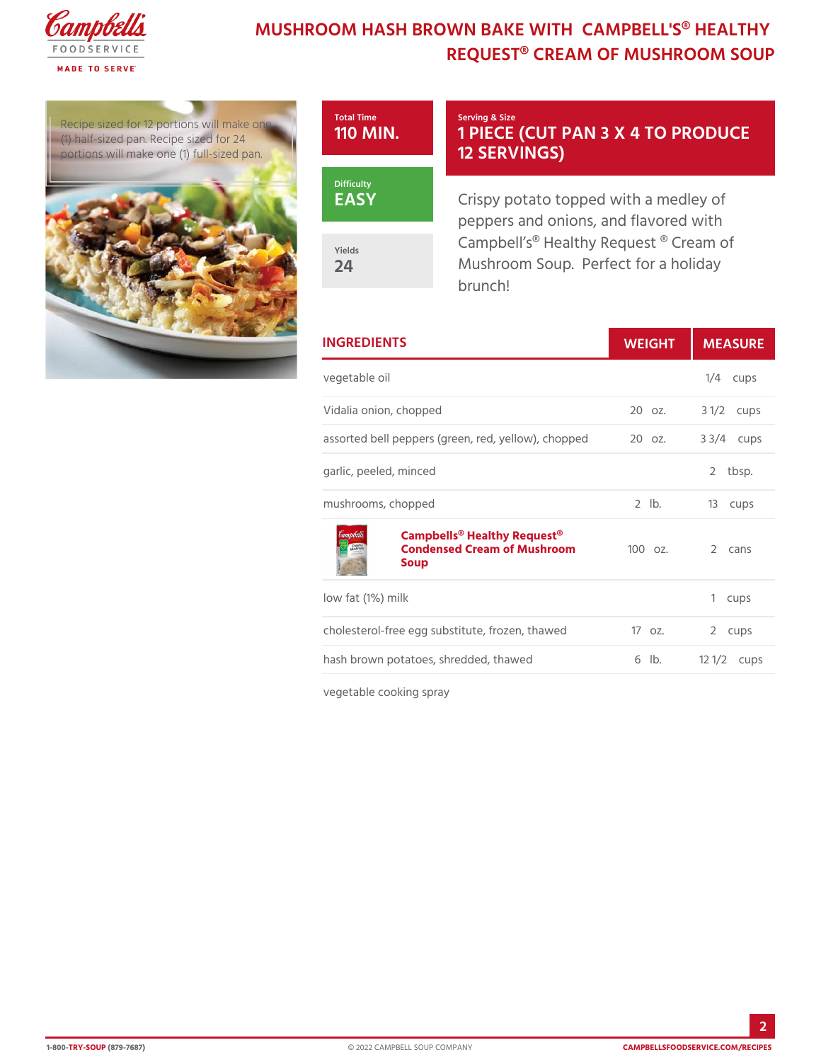# MUSHROOM HASH BROWN BAKE WITH CAMPBELL'S® HEALTHY REQUEST® CREAM OF MUSHROOM SOUP

Recipe sized for 12 portions will make one (1) half-sized pan. Recipe sized for 24 portions will make one (1) full-sized pan.

**Total Time**
110 MIN.

**Difficulty**
EASY

**Yields**
24

**Serving & Size**
1 PIECE (CUT PAN 3 X 4 TO PRODUCE 12 SERVINGS)

Crispy potato topped with a medley of peppers and onions, and flavored with Campbell's® Healthy Request ® Cream of Mushroom Soup. Perfect for a holiday brunch!

| INGREDIENTS | WEIGHT | MEASURE |
|---|---|---|
| vegetable oil | | 1/4 cups |
| Vidalia onion, chopped | 20 oz. | 3 1/2 cups |
| assorted bell peppers (green, red, yellow), chopped | 20 oz. | 3 3/4 cups |
| garlic, peeled, minced | | 2 tbsp. |
| mushrooms, chopped | 2 lb. | 13 cups |
| **Campbells® Healthy Request® Condensed Cream of Mushroom Soup** | 100 oz. | 2 cans |
| low fat (1%) milk | | 1 cups |
| cholesterol-free egg substitute, frozen, thawed | 17 oz. | 2 cups |
| hash brown potatoes, shredded, thawed | 6 lb. | 12 1/2 cups |
| vegetable cooking spray | | |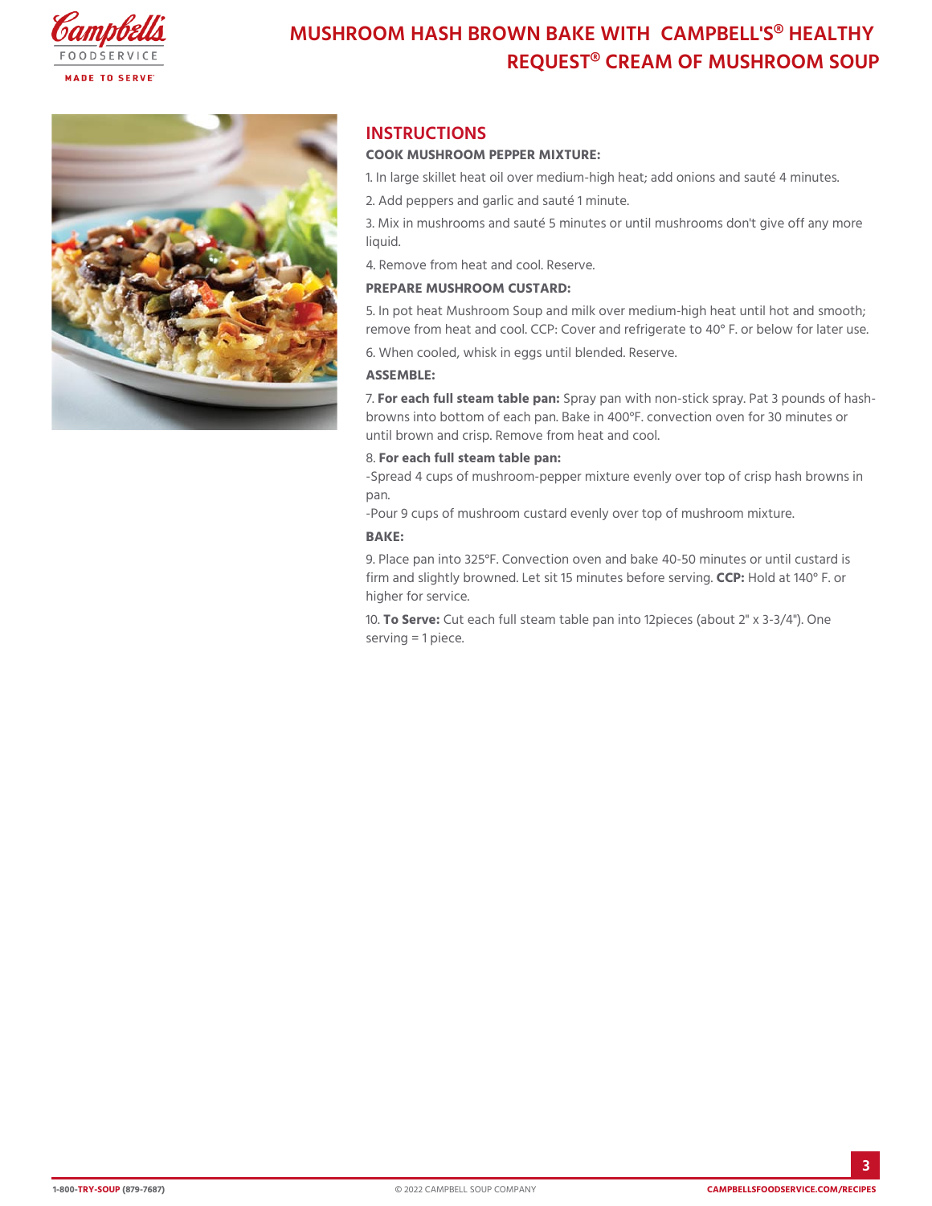# MUSHROOM HASH BROWN BAKE WITH CAMPBELL'S® HEALTHY REQUEST® CREAM OF MUSHROOM SOUP

## INSTRUCTIONS

### COOK MUSHROOM PEPPER MIXTURE:

1. In large skillet heat oil over medium-high heat; add onions and sauté 4 minutes.
2. Add peppers and garlic and sauté 1 minute.
3. Mix in mushrooms and sauté 5 minutes or until mushrooms don't give off any more liquid.
4. Remove from heat and cool. Reserve.

### PREPARE MUSHROOM CUSTARD:

5. In pot heat Mushroom Soup and milk over medium-high heat until hot and smooth; remove from heat and cool. CCP: Cover and refrigerate to 40° F. or below for later use.
6. When cooled, whisk in eggs until blended. Reserve.

### ASSEMBLE:

7. **For each full steam table pan:** Spray pan with non-stick spray. Pat 3 pounds of hash-browns into bottom of each pan. Bake in 400°F. convection oven for 30 minutes or until brown and crisp. Remove from heat and cool.
8. **For each full steam table pan:**
   -Spread 4 cups of mushroom-pepper mixture evenly over top of crisp hash browns in pan.
   -Pour 9 cups of mushroom custard evenly over top of mushroom mixture.

### BAKE:

9. Place pan into 325°F. Convection oven and bake 40-50 minutes or until custard is firm and slightly browned. Let sit 15 minutes before serving. **CCP:** Hold at 140° F. or higher for service.
10. **To Serve:** Cut each full steam table pan into 12pieces (about 2" x 3-3/4"). One serving = 1 piece.

1-800-TRY-SOUP (879-7687) © 2022 CAMPBELL SOUP COMPANY CAMPBELLSFOODSERVICE.COM/RECIPES